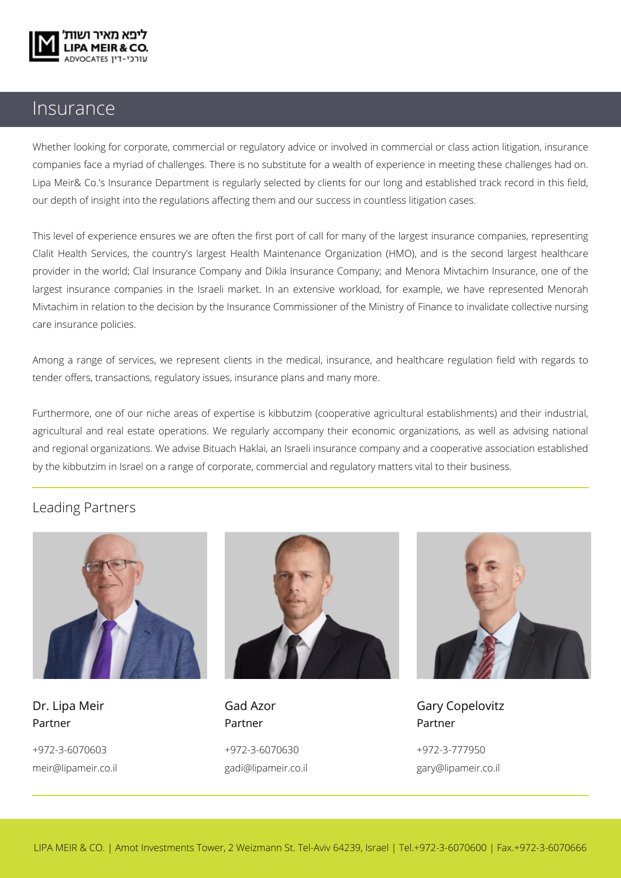# Insurance

Whether looking for corporate, commercial or regulatory advice or involved in commercial or class action litigation, insurance companies face a myriad of challenges. There is no substitute for a wealth of experience in meeting these challenges had on. Lipa Meir& Co.'s Insurance Department is regularly selected by clients for our long and established track record in this field, our depth of insight into the regulations affecting them and our success in countless litigation cases.

This level of experience ensures we are often the first port of call for many of the largest insurance companies, representing Clalit Health Services, the country's largest Health Maintenance Organization (HMO), and is the second largest healthcare provider in the world; Clal Insurance Company and Dikla Insurance Company; and Menora Mivtachim Insurance, one of the largest insurance companies in the Israeli market. In an extensive workload, for example, we have represented Menorah Mivtachim in relation to the decision by the Insurance Commissioner of the Ministry of Finance to invalidate collective nursing care insurance policies.

Among a range of services, we represent clients in the medical, insurance, and healthcare regulation field with regards to tender offers, transactions, regulatory issues, insurance plans and many more.

Furthermore, one of our niche areas of expertise is kibbutzim (cooperative agricultural establishments) and their industrial, agricultural and real estate operations. We regularly accompany their economic organizations, as well as advising national and regional organizations. We advise Bituach Haklai, an Israeli insurance company and a cooperative association established by the kibbutzim in Israel on a range of corporate, commercial and regulatory matters vital to their business.

## Leading Partners

Dr. Lipa Meir
Partner
+972-3-6070603
meir@lipameir.co.il

Gad Azor
Partner
+972-3-6070630
gadi@lipameir.co.il

Gary Copelovitz
Partner
+972-3-777950
gary@lipameir.co.il

LIPA MEIR & CO. | Amot Investments Tower, 2 Weizmann St. Tel-Aviv 64239, Israel | Tel.+972-3-6070600 | Fax.+972-3-6070666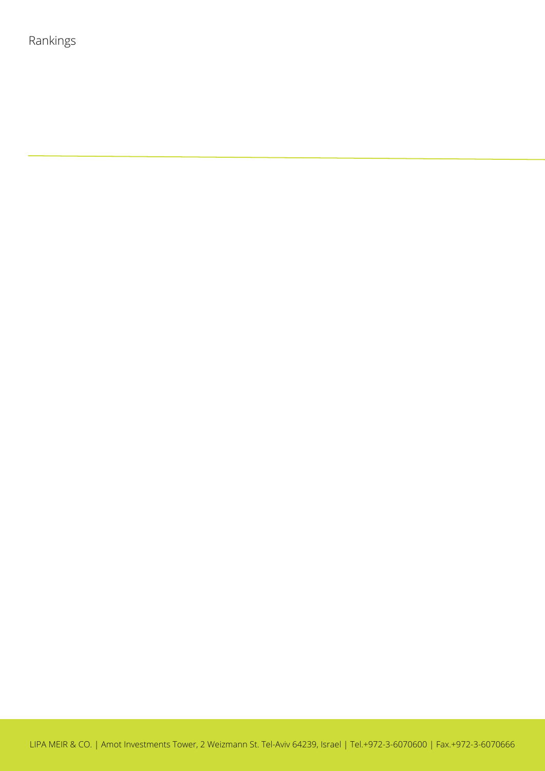Rankings